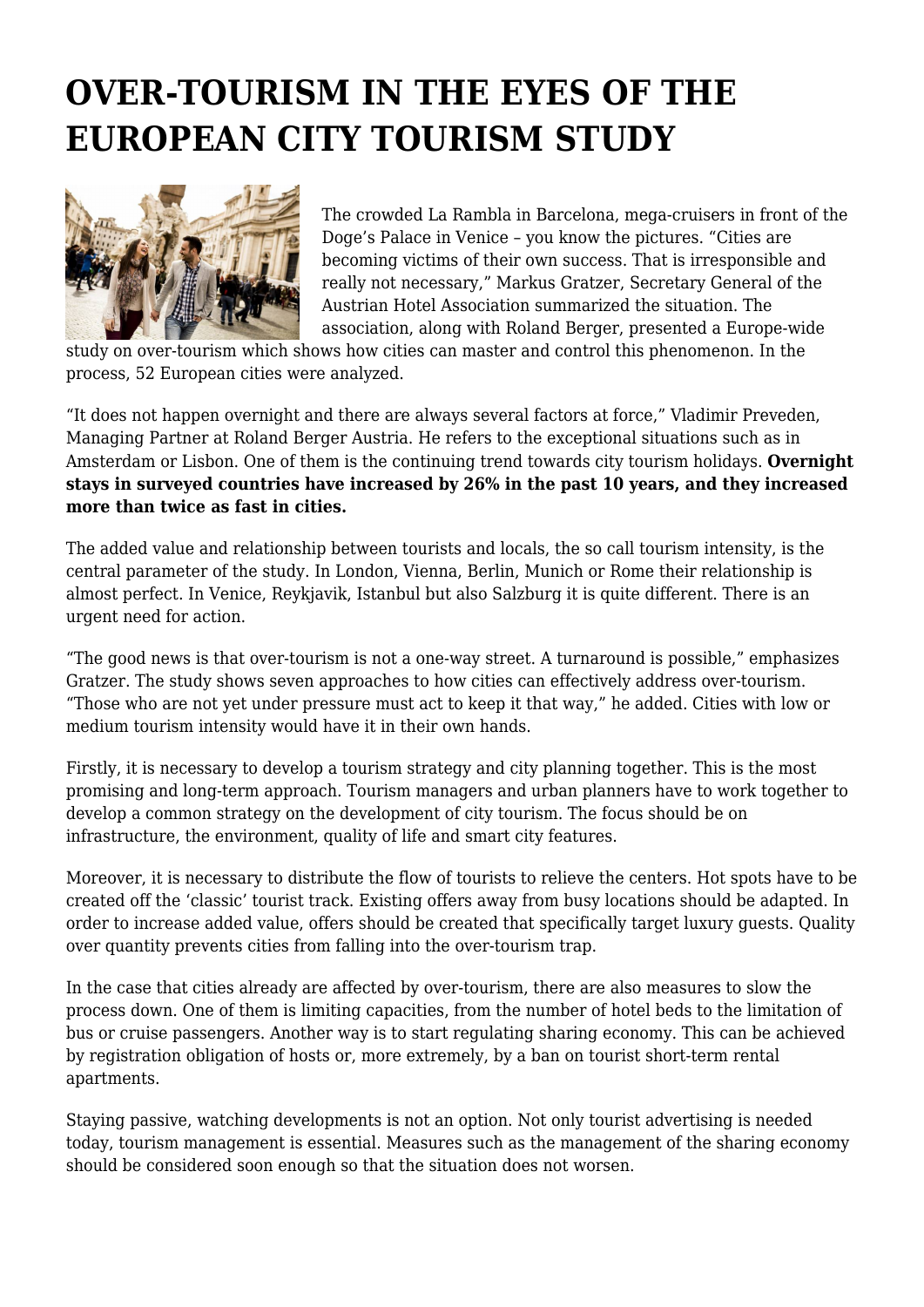# OVER-TOURISM IN THE EYES OF THE EUROPEAN CITY TOURISM STUDY

The crowded La Rambla in Barcelona, mega-cruisers in front of the Doge's Palace in Venice – you know the pictures. "Cities are becoming victims of their own success. That is irresponsible and really not necessary," Markus Gratzer, Secretary General of the Austrian Hotel Association summarized the situation. The association, along with Roland Berger, presented a Europe-wide study on over-tourism which shows how cities can master and control this phenomenon. In the process, 52 European cities were analyzed.

"It does not happen overnight and there are always several factors at force," Vladimir Preveden, Managing Partner at Roland Berger Austria. He refers to the exceptional situations such as in Amsterdam or Lisbon. One of them is the continuing trend towards city tourism holidays. **Overnight stays in surveyed countries have increased by 26% in the past 10 years, and they increased more than twice as fast in cities.**

The added value and relationship between tourists and locals, the so call tourism intensity, is the central parameter of the study. In London, Vienna, Berlin, Munich or Rome their relationship is almost perfect. In Venice, Reykjavik, Istanbul but also Salzburg it is quite different. There is an urgent need for action.

"The good news is that over-tourism is not a one-way street. A turnaround is possible," emphasizes Gratzer. The study shows seven approaches to how cities can effectively address over-tourism. "Those who are not yet under pressure must act to keep it that way," he added. Cities with low or medium tourism intensity would have it in their own hands.

Firstly, it is necessary to develop a tourism strategy and city planning together. This is the most promising and long-term approach. Tourism managers and urban planners have to work together to develop a common strategy on the development of city tourism. The focus should be on infrastructure, the environment, quality of life and smart city features.

Moreover, it is necessary to distribute the flow of tourists to relieve the centers. Hot spots have to be created off the 'classic' tourist track. Existing offers away from busy locations should be adapted. In order to increase added value, offers should be created that specifically target luxury guests. Quality over quantity prevents cities from falling into the over-tourism trap.

In the case that cities already are affected by over-tourism, there are also measures to slow the process down. One of them is limiting capacities, from the number of hotel beds to the limitation of bus or cruise passengers. Another way is to start regulating sharing economy. This can be achieved by registration obligation of hosts or, more extremely, by a ban on tourist short-term rental apartments.

Staying passive, watching developments is not an option. Not only tourist advertising is needed today, tourism management is essential. Measures such as the management of the sharing economy should be considered soon enough so that the situation does not worsen.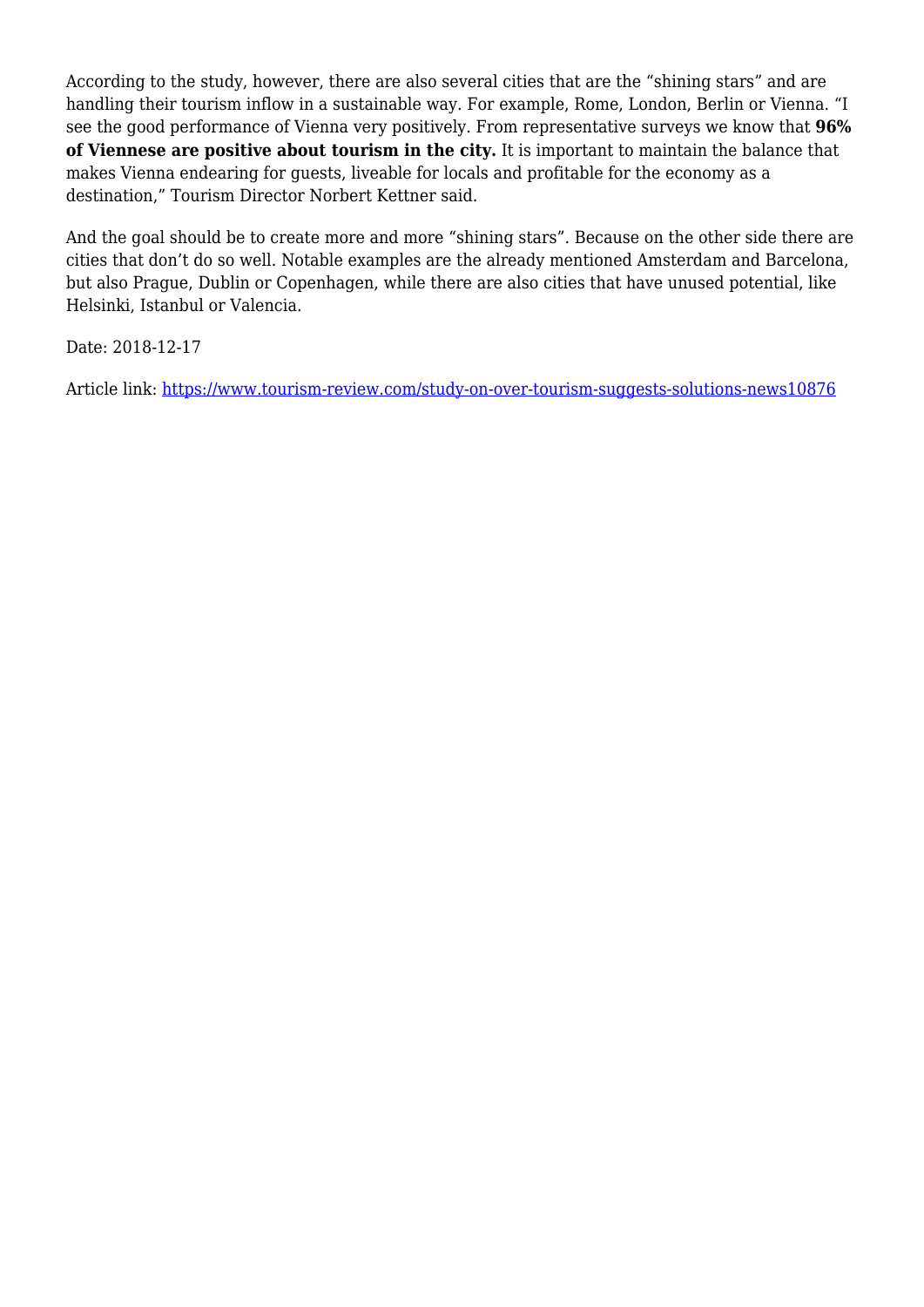According to the study, however, there are also several cities that are the “shining stars” and are handling their tourism inflow in a sustainable way. For example, Rome, London, Berlin or Vienna. “I see the good performance of Vienna very positively. From representative surveys we know that **96% of Viennese are positive about tourism in the city.** It is important to maintain the balance that makes Vienna endearing for guests, liveable for locals and profitable for the economy as a destination,” Tourism Director Norbert Kettner said.

And the goal should be to create more and more “shining stars”. Because on the other side there are cities that don’t do so well. Notable examples are the already mentioned Amsterdam and Barcelona, but also Prague, Dublin or Copenhagen, while there are also cities that have unused potential, like Helsinki, Istanbul or Valencia.

Date: 2018-12-17

Article link: [https://www.tourism-review.com/study-on-over-tourism-suggests-solutions-news10876](https://www.tourism-review.com/study-on-over-tourism-suggests-solutions-news10876)